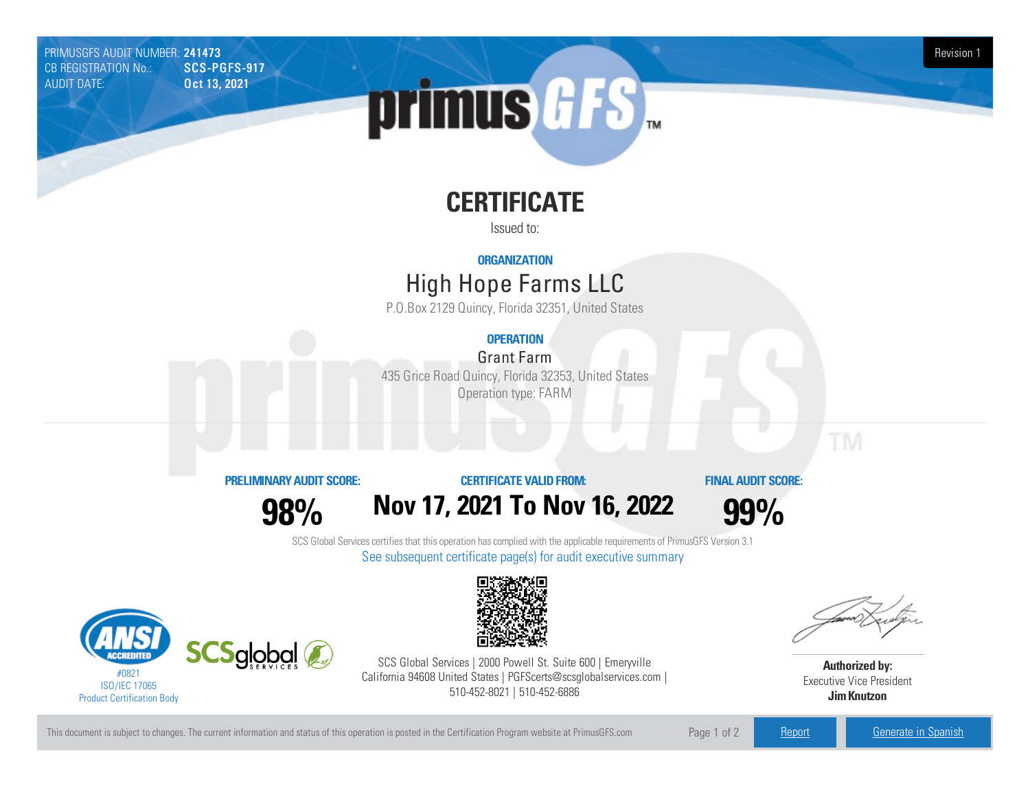PRIMUSGFS AUDIT NUMBER: **241473**
CB REGISTRATION No.: **SCS-PGFS-917**
AUDIT DATE: **Oct 13, 2021**

Revision 1

primus GFS™

# CERTIFICATE

Issued to:

**ORGANIZATION**

## High Hope Farms LLC

P.O.Box 2129 Quincy, Florida 32351, United States

**OPERATION**

Grant Farm

435 Grice Road Quincy, Florida 32353, United States

Operation type: FARM

| PRELIMINARY AUDIT SCORE: | CERTIFICATE VALID FROM: | FINAL AUDIT SCORE: |
|---|---|---|
| **98%** | **Nov 17, 2021 To Nov 16, 2022** | **99%** |

SCS Global Services certifies that this operation has complied with the applicable requirements of PrimusGFS Version 3.1

See subsequent certificate page(s) for audit executive summary

ANSI ACCREDITED
#0821
ISO/IEC 17065
Product Certification Body

SCSglobal SERVICES

SCS Global Services | 2000 Powell St. Suite 600 | Emeryville California 94608 United States | PGFScerts@scsglobalservices.com | 510-452-8021 | 510-452-6886

**Authorized by:**
Executive Vice President
**Jim Knutzon**

This document is subject to changes. The current information and status of this operation is posted in the Certification Program website at PrimusGFS.com

Report | Generate in Spanish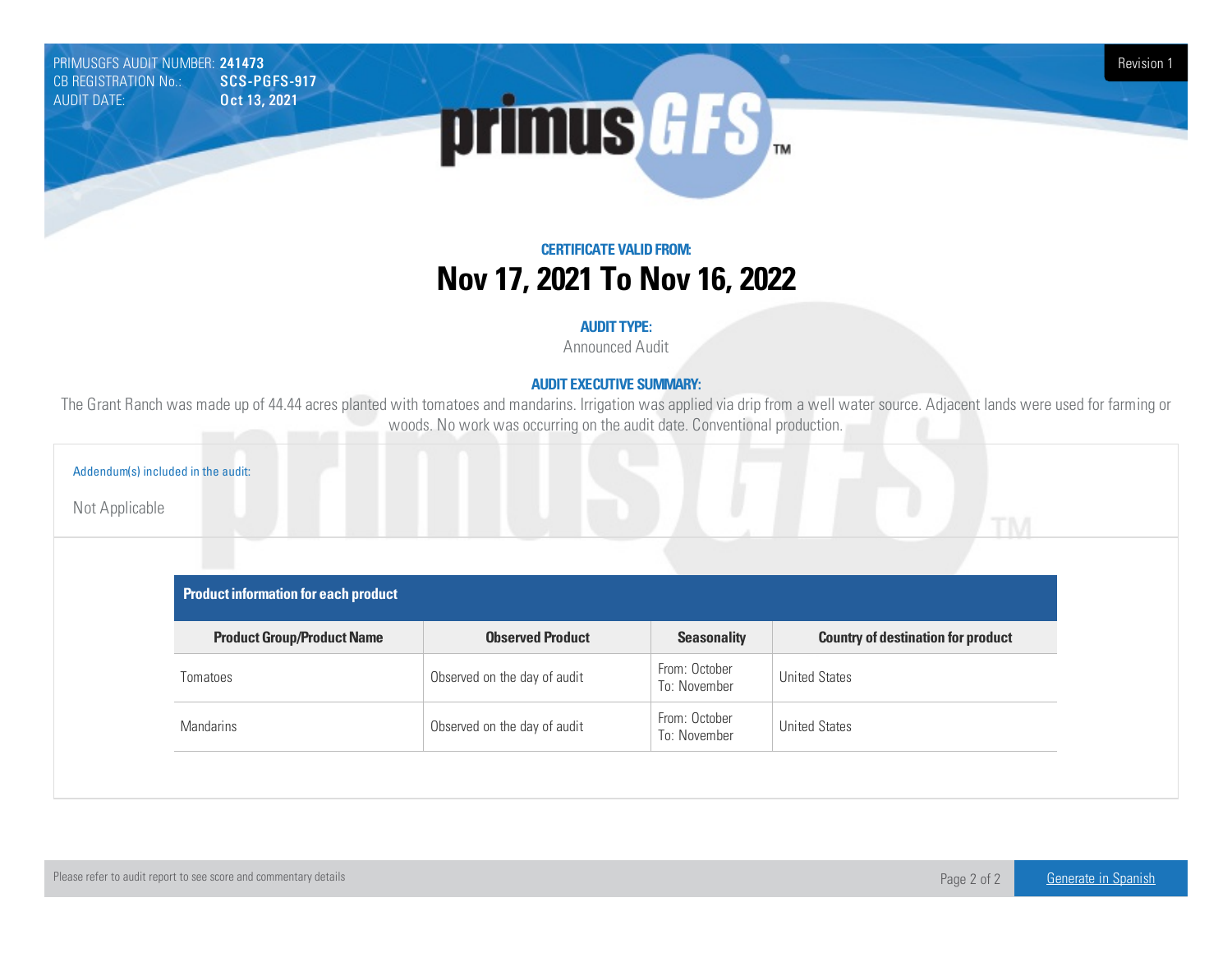PRIMUSGFS AUDIT NUMBER: **241473**
CB REGISTRATION No.: **SCS-PGFS-917**
AUDIT DATE: **Oct 13, 2021**

Revision 1

**CERTIFICATE VALID FROM:**

# Nov 17, 2021 To Nov 16, 2022

**AUDIT TYPE:**

Announced Audit

**AUDIT EXECUTIVE SUMMARY:**

The Grant Ranch was made up of 44.44 acres planted with tomatoes and mandarins. Irrigation was applied via drip from a well water source. Adjacent lands were used for farming or woods. No work was occurring on the audit date. Conventional production.

Addendum(s) included in the audit:

Not Applicable

**Product information for each product**

| Product Group/Product Name | Observed Product | Seasonality | Country of destination for product |
|---|---|---|---|
| Tomatoes | Observed on the day of audit | From: October<br>To: November | United States |
| Mandarins | Observed on the day of audit | From: October<br>To: November | United States |

Please refer to audit report to see score and commentary details

Generate in Spanish